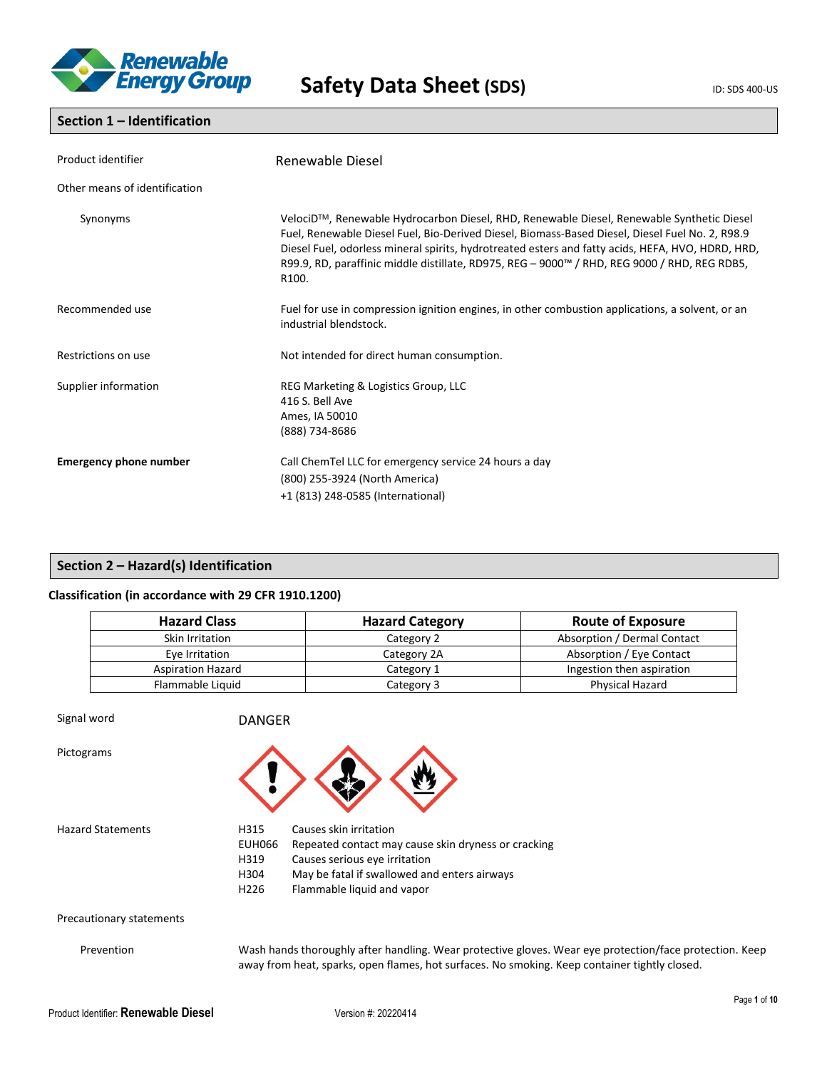Renewable Energy Group

# Safety Data Sheet (SDS)

ID: SDS 400-US

## Section 1 – Identification

| | |
|---|---|
| Product identifier | Renewable Diesel |
| Other means of identification | |
| Synonyms | VelociD™, Renewable Hydrocarbon Diesel, RHD, Renewable Diesel, Renewable Synthetic Diesel Fuel, Renewable Diesel Fuel, Bio-Derived Diesel, Biomass-Based Diesel, Diesel Fuel No. 2, R98.9 Diesel Fuel, odorless mineral spirits, hydrotreated esters and fatty acids, HEFA, HVO, HDRD, HRD, R99.9, RD, paraffinic middle distillate, RD975, REG – 9000™ / RHD, REG 9000 / RHD, REG RDB5, R100. |
| Recommended use | Fuel for use in compression ignition engines, in other combustion applications, a solvent, or an industrial blendstock. |
| Restrictions on use | Not intended for direct human consumption. |
| Supplier information | REG Marketing & Logistics Group, LLC<br>416 S. Bell Ave<br>Ames, IA 50010<br>(888) 734-8686 |
| **Emergency phone number** | Call ChemTel LLC for emergency service 24 hours a day<br>(800) 255-3924 (North America)<br>+1 (813) 248-0585 (International) |

## Section 2 – Hazard(s) Identification

### Classification (in accordance with 29 CFR 1910.1200)

| Hazard Class | Hazard Category | Route of Exposure |
|---|---|---|
| Skin Irritation | Category 2 | Absorption / Dermal Contact |
| Eye Irritation | Category 2A | Absorption / Eye Contact |
| Aspiration Hazard | Category 1 | Ingestion then aspiration |
| Flammable Liquid | Category 3 | Physical Hazard |

Signal word: DANGER

Pictograms

Hazard Statements

| | |
|---|---|
| H315 | Causes skin irritation |
| EUH066 | Repeated contact may cause skin dryness or cracking |
| H319 | Causes serious eye irritation |
| H304 | May be fatal if swallowed and enters airways |
| H226 | Flammable liquid and vapor |

Precautionary statements

Prevention: Wash hands thoroughly after handling. Wear protective gloves. Wear eye protection/face protection. Keep away from heat, sparks, open flames, hot surfaces. No smoking. Keep container tightly closed.

Product Identifier: **Renewable Diesel** Version #: 20220414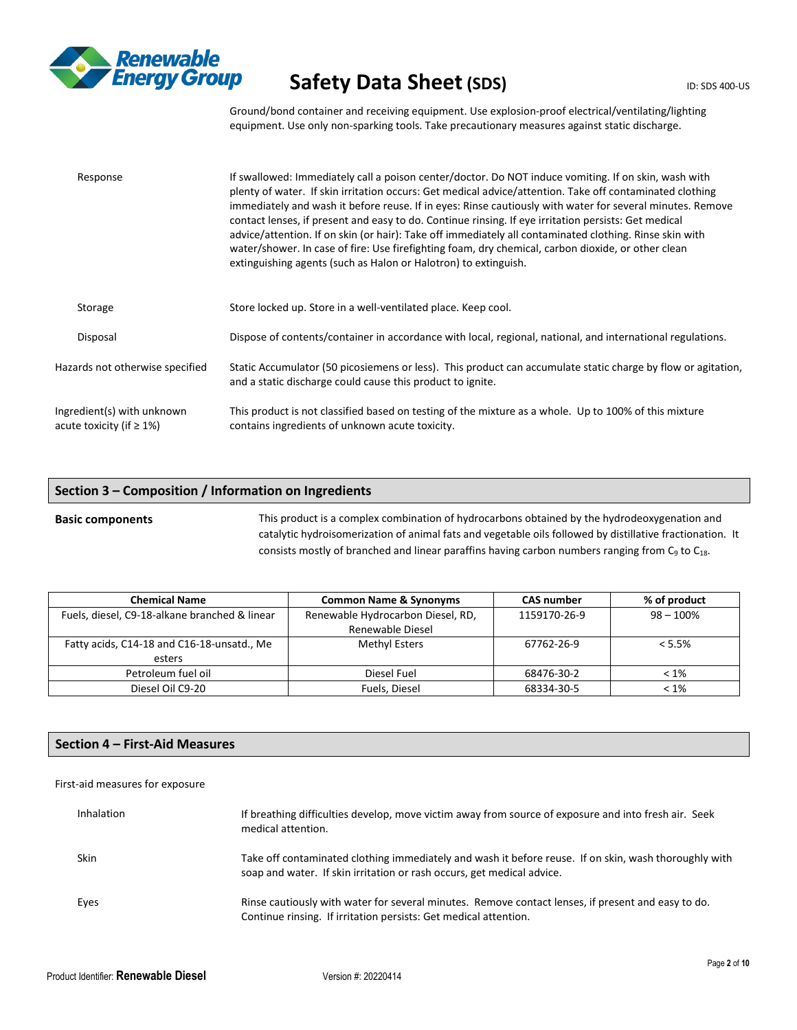Ground/bond container and receiving equipment. Use explosion-proof electrical/ventilating/lighting equipment. Use only non-sparking tools. Take precautionary measures against static discharge.

Response — If swallowed: Immediately call a poison center/doctor. Do NOT induce vomiting. If on skin, wash with plenty of water. If skin irritation occurs: Get medical advice/attention. Take off contaminated clothing immediately and wash it before reuse. If in eyes: Rinse cautiously with water for several minutes. Remove contact lenses, if present and easy to do. Continue rinsing. If eye irritation persists: Get medical advice/attention. If on skin (or hair): Take off immediately all contaminated clothing. Rinse skin with water/shower. In case of fire: Use firefighting foam, dry chemical, carbon dioxide, or other clean extinguishing agents (such as Halon or Halotron) to extinguish.

Storage — Store locked up. Store in a well-ventilated place. Keep cool.

Disposal — Dispose of contents/container in accordance with local, regional, national, and international regulations.

Hazards not otherwise specified — Static Accumulator (50 picosiemens or less). This product can accumulate static charge by flow or agitation, and a static discharge could cause this product to ignite.

Ingredient(s) with unknown acute toxicity (if ≥ 1%) — This product is not classified based on testing of the mixture as a whole. Up to 100% of this mixture contains ingredients of unknown acute toxicity.

## Section 3 – Composition / Information on Ingredients

**Basic components** — This product is a complex combination of hydrocarbons obtained by the hydrodeoxygenation and catalytic hydroisomerization of animal fats and vegetable oils followed by distillative fractionation. It consists mostly of branched and linear paraffins having carbon numbers ranging from $C_9$ to $C_{18}$.

| Chemical Name | Common Name & Synonyms | CAS number | % of product |
|---|---|---|---|
| Fuels, diesel, C9-18-alkane branched & linear | Renewable Hydrocarbon Diesel, RD, Renewable Diesel | 1159170-26-9 | 98 – 100% |
| Fatty acids, C14-18 and C16-18-unsatd., Me esters | Methyl Esters | 67762-26-9 | < 5.5% |
| Petroleum fuel oil | Diesel Fuel | 68476-30-2 | < 1% |
| Diesel Oil C9-20 | Fuels, Diesel | 68334-30-5 | < 1% |

## Section 4 – First-Aid Measures

First-aid measures for exposure

Inhalation — If breathing difficulties develop, move victim away from source of exposure and into fresh air. Seek medical attention.

Skin — Take off contaminated clothing immediately and wash it before reuse. If on skin, wash thoroughly with soap and water. If skin irritation or rash occurs, get medical advice.

Eyes — Rinse cautiously with water for several minutes. Remove contact lenses, if present and easy to do. Continue rinsing. If irritation persists: Get medical attention.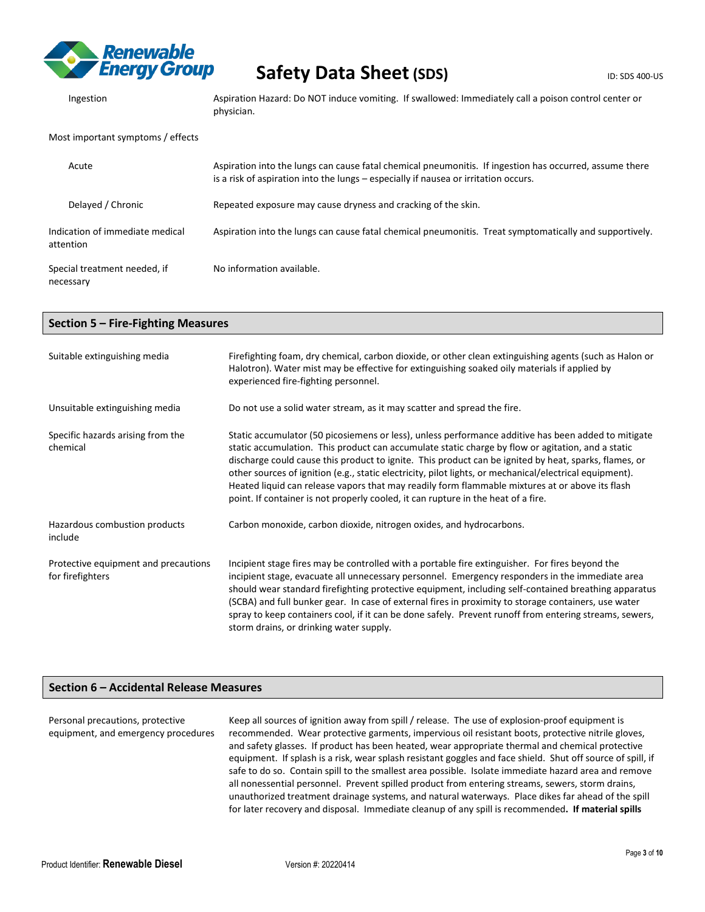| | |
|---|---|
| Ingestion | Aspiration Hazard: Do NOT induce vomiting. If swallowed: Immediately call a poison control center or physician. |

Most important symptoms / effects

| | |
|---|---|
| Acute | Aspiration into the lungs can cause fatal chemical pneumonitis. If ingestion has occurred, assume there is a risk of aspiration into the lungs – especially if nausea or irritation occurs. |
| Delayed / Chronic | Repeated exposure may cause dryness and cracking of the skin. |
| Indication of immediate medical attention | Aspiration into the lungs can cause fatal chemical pneumonitis. Treat symptomatically and supportively. |
| Special treatment needed, if necessary | No information available. |

## Section 5 – Fire-Fighting Measures

| | |
|---|---|
| Suitable extinguishing media | Firefighting foam, dry chemical, carbon dioxide, or other clean extinguishing agents (such as Halon or Halotron). Water mist may be effective for extinguishing soaked oily materials if applied by experienced fire-fighting personnel. |
| Unsuitable extinguishing media | Do not use a solid water stream, as it may scatter and spread the fire. |
| Specific hazards arising from the chemical | Static accumulator (50 picosiemens or less), unless performance additive has been added to mitigate static accumulation. This product can accumulate static charge by flow or agitation, and a static discharge could cause this product to ignite. This product can be ignited by heat, sparks, flames, or other sources of ignition (e.g., static electricity, pilot lights, or mechanical/electrical equipment). Heated liquid can release vapors that may readily form flammable mixtures at or above its flash point. If container is not properly cooled, it can rupture in the heat of a fire. |
| Hazardous combustion products include | Carbon monoxide, carbon dioxide, nitrogen oxides, and hydrocarbons. |
| Protective equipment and precautions for firefighters | Incipient stage fires may be controlled with a portable fire extinguisher. For fires beyond the incipient stage, evacuate all unnecessary personnel. Emergency responders in the immediate area should wear standard firefighting protective equipment, including self-contained breathing apparatus (SCBA) and full bunker gear. In case of external fires in proximity to storage containers, use water spray to keep containers cool, if it can be done safely. Prevent runoff from entering streams, sewers, storm drains, or drinking water supply. |

## Section 6 – Accidental Release Measures

| | |
|---|---|
| Personal precautions, protective equipment, and emergency procedures | Keep all sources of ignition away from spill / release. The use of explosion-proof equipment is recommended. Wear protective garments, impervious oil resistant boots, protective nitrile gloves, and safety glasses. If product has been heated, wear appropriate thermal and chemical protective equipment. If splash is a risk, wear splash resistant goggles and face shield. Shut off source of spill, if safe to do so. Contain spill to the smallest area possible. Isolate immediate hazard area and remove all nonessential personnel. Prevent spilled product from entering streams, sewers, storm drains, unauthorized treatment drainage systems, and natural waterways. Place dikes far ahead of the spill for later recovery and disposal. Immediate cleanup of any spill is recommended**. If material spills** |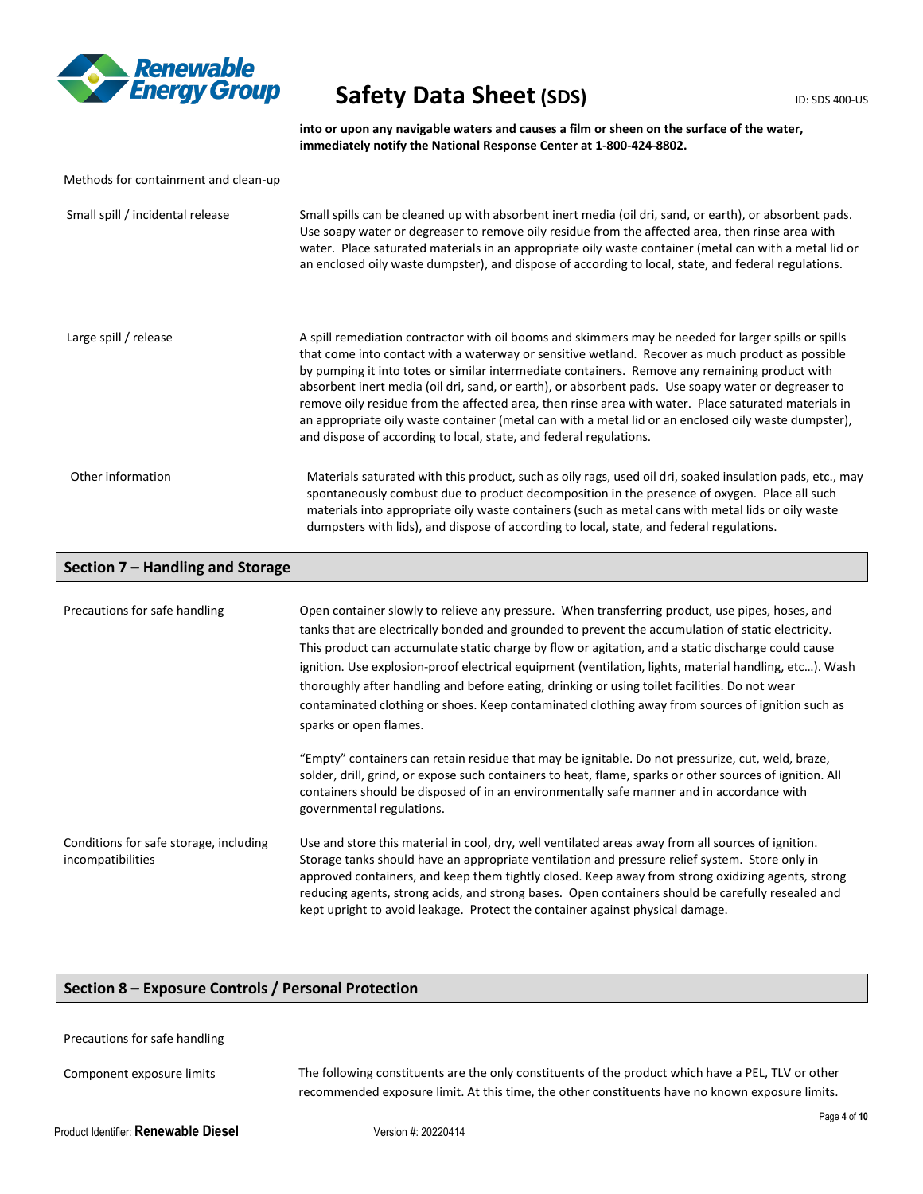**into or upon any navigable waters and causes a film or sheen on the surface of the water, immediately notify the National Response Center at 1-800-424-8802.**

Methods for containment and clean-up

| | |
|---|---|
| Small spill / incidental release | Small spills can be cleaned up with absorbent inert media (oil dri, sand, or earth), or absorbent pads. Use soapy water or degreaser to remove oily residue from the affected area, then rinse area with water. Place saturated materials in an appropriate oily waste container (metal can with a metal lid or an enclosed oily waste dumpster), and dispose of according to local, state, and federal regulations. |
| Large spill / release | A spill remediation contractor with oil booms and skimmers may be needed for larger spills or spills that come into contact with a waterway or sensitive wetland. Recover as much product as possible by pumping it into totes or similar intermediate containers. Remove any remaining product with absorbent inert media (oil dri, sand, or earth), or absorbent pads. Use soapy water or degreaser to remove oily residue from the affected area, then rinse area with water. Place saturated materials in an appropriate oily waste container (metal can with a metal lid or an enclosed oily waste dumpster), and dispose of according to local, state, and federal regulations. |
| Other information | Materials saturated with this product, such as oily rags, used oil dri, soaked insulation pads, etc., may spontaneously combust due to product decomposition in the presence of oxygen. Place all such materials into appropriate oily waste containers (such as metal cans with metal lids or oily waste dumpsters with lids), and dispose of according to local, state, and federal regulations. |

## Section 7 – Handling and Storage

| | |
|---|---|
| Precautions for safe handling | Open container slowly to relieve any pressure. When transferring product, use pipes, hoses, and tanks that are electrically bonded and grounded to prevent the accumulation of static electricity. This product can accumulate static charge by flow or agitation, and a static discharge could cause ignition. Use explosion-proof electrical equipment (ventilation, lights, material handling, etc…). Wash thoroughly after handling and before eating, drinking or using toilet facilities. Do not wear contaminated clothing or shoes. Keep contaminated clothing away from sources of ignition such as sparks or open flames.<br><br>"Empty" containers can retain residue that may be ignitable. Do not pressurize, cut, weld, braze, solder, drill, grind, or expose such containers to heat, flame, sparks or other sources of ignition. All containers should be disposed of in an environmentally safe manner and in accordance with governmental regulations. |
| Conditions for safe storage, including incompatibilities | Use and store this material in cool, dry, well ventilated areas away from all sources of ignition. Storage tanks should have an appropriate ventilation and pressure relief system. Store only in approved containers, and keep them tightly closed. Keep away from strong oxidizing agents, strong reducing agents, strong acids, and strong bases. Open containers should be carefully resealed and kept upright to avoid leakage. Protect the container against physical damage. |

## Section 8 – Exposure Controls / Personal Protection

Precautions for safe handling

| | |
|---|---|
| Component exposure limits | The following constituents are the only constituents of the product which have a PEL, TLV or other recommended exposure limit. At this time, the other constituents have no known exposure limits. |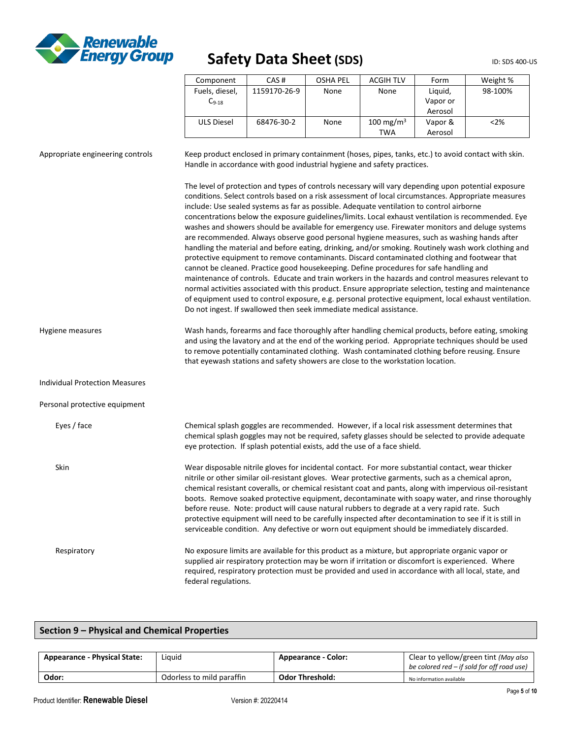| Component | CAS # | OSHA PEL | ACGIH TLV | Form | Weight % |
| --- | --- | --- | --- | --- | --- |
| Fuels, diesel, $C_{9-18}$ | 1159170-26-9 | None | None | Liquid, Vapor or Aerosol | 98-100% |
| ULS Diesel | 68476-30-2 | None | 100 $mg/m^3$ TWA | Vapor & Aerosol | <2% |

**Appropriate engineering controls**

Keep product enclosed in primary containment (hoses, pipes, tanks, etc.) to avoid contact with skin. Handle in accordance with good industrial hygiene and safety practices.

The level of protection and types of controls necessary will vary depending upon potential exposure conditions. Select controls based on a risk assessment of local circumstances. Appropriate measures include: Use sealed systems as far as possible. Adequate ventilation to control airborne concentrations below the exposure guidelines/limits. Local exhaust ventilation is recommended. Eye washes and showers should be available for emergency use. Firewater monitors and deluge systems are recommended. Always observe good personal hygiene measures, such as washing hands after handling the material and before eating, drinking, and/or smoking. Routinely wash work clothing and protective equipment to remove contaminants. Discard contaminated clothing and footwear that cannot be cleaned. Practice good housekeeping. Define procedures for safe handling and maintenance of controls. Educate and train workers in the hazards and control measures relevant to normal activities associated with this product. Ensure appropriate selection, testing and maintenance of equipment used to control exposure, e.g. personal protective equipment, local exhaust ventilation. Do not ingest. If swallowed then seek immediate medical assistance.

**Hygiene measures**

Wash hands, forearms and face thoroughly after handling chemical products, before eating, smoking and using the lavatory and at the end of the working period. Appropriate techniques should be used to remove potentially contaminated clothing. Wash contaminated clothing before reusing. Ensure that eyewash stations and safety showers are close to the workstation location.

**Individual Protection Measures**

**Personal protective equipment**

**Eyes / face**

Chemical splash goggles are recommended. However, if a local risk assessment determines that chemical splash goggles may not be required, safety glasses should be selected to provide adequate eye protection. If splash potential exists, add the use of a face shield.

**Skin**

Wear disposable nitrile gloves for incidental contact. For more substantial contact, wear thicker nitrile or other similar oil-resistant gloves. Wear protective garments, such as a chemical apron, chemical resistant coveralls, or chemical resistant coat and pants, along with impervious oil-resistant boots. Remove soaked protective equipment, decontaminate with soapy water, and rinse thoroughly before reuse. Note: product will cause natural rubbers to degrade at a very rapid rate. Such protective equipment will need to be carefully inspected after decontamination to see if it is still in serviceable condition. Any defective or worn out equipment should be immediately discarded.

**Respiratory**

No exposure limits are available for this product as a mixture, but appropriate organic vapor or supplied air respiratory protection may be worn if irritation or discomfort is experienced. Where required, respiratory protection must be provided and used in accordance with all local, state, and federal regulations.

## Section 9 – Physical and Chemical Properties

| **Appearance - Physical State:** | Liquid | **Appearance - Color:** | Clear to yellow/green tint *(May also be colored red – if sold for off road use)* |
| --- | --- | --- | --- |
| **Odor:** | Odorless to mild paraffin | **Odor Threshold:** | No information available |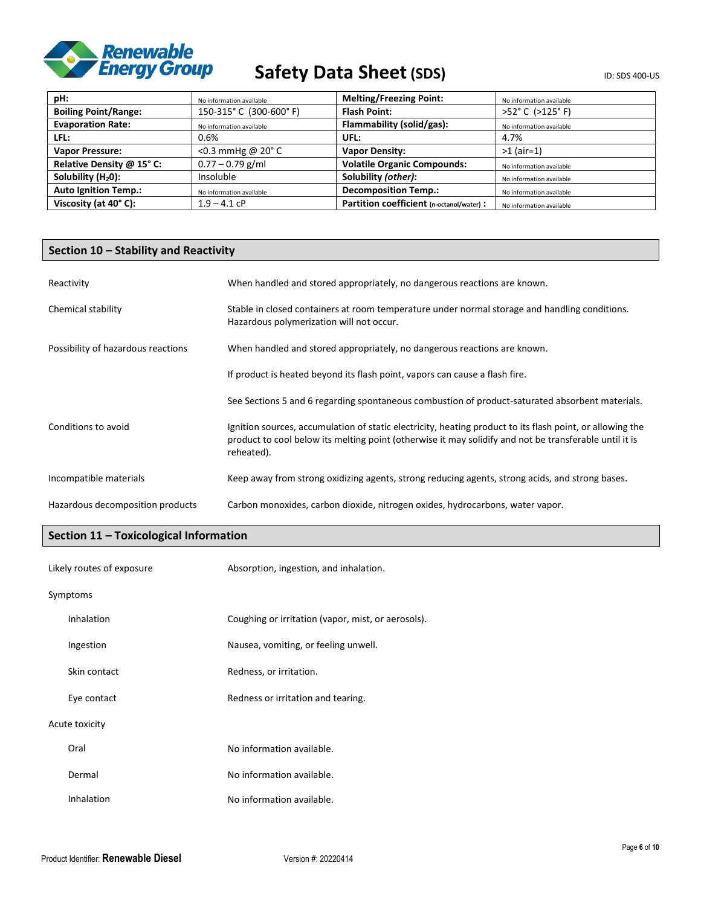| **pH:** | No information available | **Melting/Freezing Point:** | No information available |
|---|---|---|---|
| **Boiling Point/Range:** | 150-315° C (300-600° F) | **Flash Point:** | >52° C (>125° F) |
| **Evaporation Rate:** | No information available | **Flammability (solid/gas):** | No information available |
| **LFL:** | 0.6% | **UFL:** | 4.7% |
| **Vapor Pressure:** | <0.3 mmHg @ 20° C | **Vapor Density:** | >1 (air=1) |
| **Relative Density @ 15° C:** | 0.77 – 0.79 g/ml | **Volatile Organic Compounds:** | No information available |
| **Solubility ($H_2O$):** | Insoluble | **Solubility *(other)*:** | No information available |
| **Auto Ignition Temp.:** | No information available | **Decomposition Temp.:** | No information available |
| **Viscosity (at 40° C):** | 1.9 – 4.1 cP | **Partition coefficient (n-octanol/water) :** | No information available |

## Section 10 – Stability and Reactivity

| | |
|---|---|
| Reactivity | When handled and stored appropriately, no dangerous reactions are known. |
| Chemical stability | Stable in closed containers at room temperature under normal storage and handling conditions. Hazardous polymerization will not occur. |
| Possibility of hazardous reactions | When handled and stored appropriately, no dangerous reactions are known. |
| | If product is heated beyond its flash point, vapors can cause a flash fire. |
| | See Sections 5 and 6 regarding spontaneous combustion of product-saturated absorbent materials. |
| Conditions to avoid | Ignition sources, accumulation of static electricity, heating product to its flash point, or allowing the product to cool below its melting point (otherwise it may solidify and not be transferable until it is reheated). |
| Incompatible materials | Keep away from strong oxidizing agents, strong reducing agents, strong acids, and strong bases. |
| Hazardous decomposition products | Carbon monoxides, carbon dioxide, nitrogen oxides, hydrocarbons, water vapor. |

## Section 11 – Toxicological Information

| | |
|---|---|
| Likely routes of exposure | Absorption, ingestion, and inhalation. |
| Symptoms | |
| Inhalation | Coughing or irritation (vapor, mist, or aerosols). |
| Ingestion | Nausea, vomiting, or feeling unwell. |
| Skin contact | Redness, or irritation. |
| Eye contact | Redness or irritation and tearing. |
| Acute toxicity | |
| Oral | No information available. |
| Dermal | No information available. |
| Inhalation | No information available. |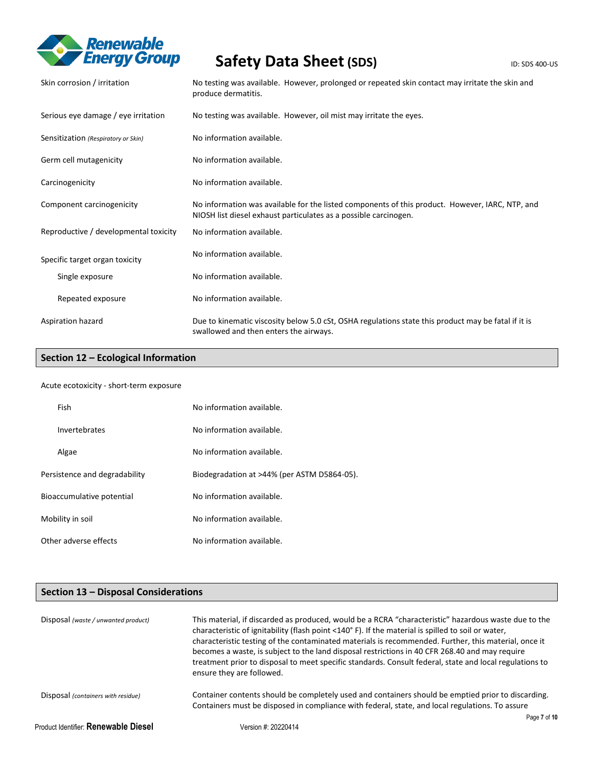| | |
|---|---|
| Skin corrosion / irritation | No testing was available. However, prolonged or repeated skin contact may irritate the skin and produce dermatitis. |
| Serious eye damage / eye irritation | No testing was available. However, oil mist may irritate the eyes. |
| Sensitization *(Respiratory or Skin)* | No information available. |
| Germ cell mutagenicity | No information available. |
| Carcinogenicity | No information available. |
| Component carcinogenicity | No information was available for the listed components of this product. However, IARC, NTP, and NIOSH list diesel exhaust particulates as a possible carcinogen. |
| Reproductive / developmental toxicity | No information available. |
| Specific target organ toxicity | No information available. |
| Single exposure | No information available. |
| Repeated exposure | No information available. |
| Aspiration hazard | Due to kinematic viscosity below 5.0 cSt, OSHA regulations state this product may be fatal if it is swallowed and then enters the airways. |

## Section 12 – Ecological Information

| | |
|---|---|
| Acute ecotoxicity - short-term exposure | |
| Fish | No information available. |
| Invertebrates | No information available. |
| Algae | No information available. |
| Persistence and degradability | Biodegradation at >44% (per ASTM D5864-05). |
| Bioaccumulative potential | No information available. |
| Mobility in soil | No information available. |
| Other adverse effects | No information available. |

## Section 13 – Disposal Considerations

| | |
|---|---|
| Disposal *(waste / unwanted product)* | This material, if discarded as produced, would be a RCRA "characteristic" hazardous waste due to the characteristic of ignitability (flash point <140° F). If the material is spilled to soil or water, characteristic testing of the contaminated materials is recommended. Further, this material, once it becomes a waste, is subject to the land disposal restrictions in 40 CFR 268.40 and may require treatment prior to disposal to meet specific standards. Consult federal, state and local regulations to ensure they are followed. |
| Disposal *(containers with residue)* | Container contents should be completely used and containers should be emptied prior to discarding. Containers must be disposed in compliance with federal, state, and local regulations. To assure |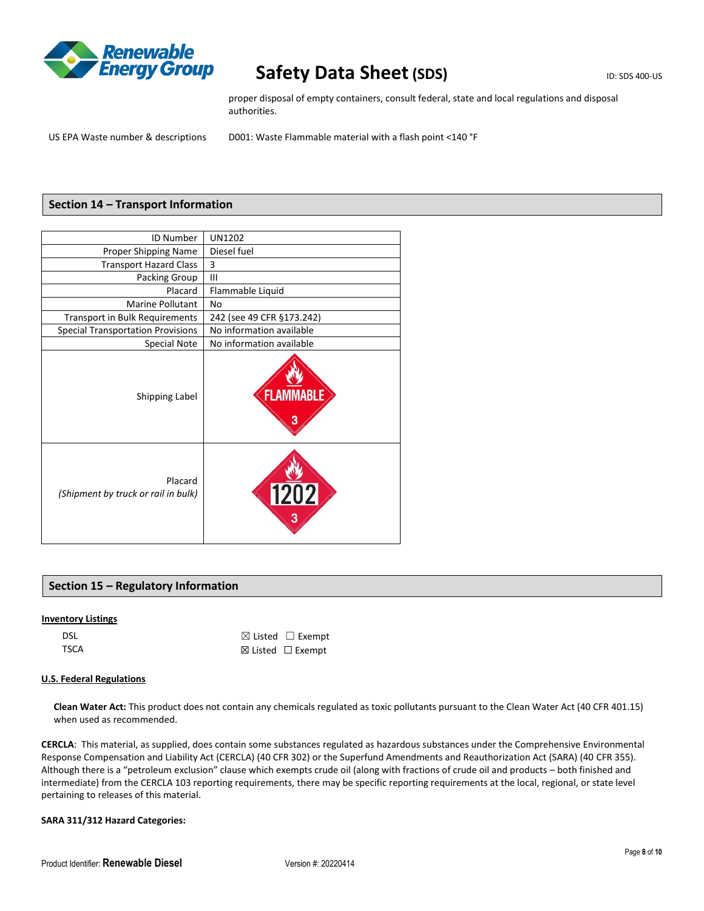proper disposal of empty containers, consult federal, state and local regulations and disposal authorities.

| | |
|---|---|
| US EPA Waste number & descriptions | D001: Waste Flammable material with a flash point <140 °F |

## Section 14 – Transport Information

| | |
|---|---|
| ID Number | UN1202 |
| Proper Shipping Name | Diesel fuel |
| Transport Hazard Class | 3 |
| Packing Group | III |
| Placard | Flammable Liquid |
| Marine Pollutant | No |
| Transport in Bulk Requirements | 242 (see 49 CFR §173.242) |
| Special Transportation Provisions | No information available |
| Special Note | No information available |
| Shipping Label | FLAMMABLE 3 |
| Placard *(Shipment by truck or rail in bulk)* | 1202 3 |

## Section 15 – Regulatory Information

**Inventory Listings**

| | |
|---|---|
| DSL | ☒ Listed ☐ Exempt |
| TSCA | ☒ Listed ☐ Exempt |

**U.S. Federal Regulations**

**Clean Water Act:** This product does not contain any chemicals regulated as toxic pollutants pursuant to the Clean Water Act (40 CFR 401.15) when used as recommended.

**CERCLA**: This material, as supplied, does contain some substances regulated as hazardous substances under the Comprehensive Environmental Response Compensation and Liability Act (CERCLA) (40 CFR 302) or the Superfund Amendments and Reauthorization Act (SARA) (40 CFR 355). Although there is a "petroleum exclusion" clause which exempts crude oil (along with fractions of crude oil and products – both finished and intermediate) from the CERCLA 103 reporting requirements, there may be specific reporting requirements at the local, regional, or state level pertaining to releases of this material.

**SARA 311/312 Hazard Categories:**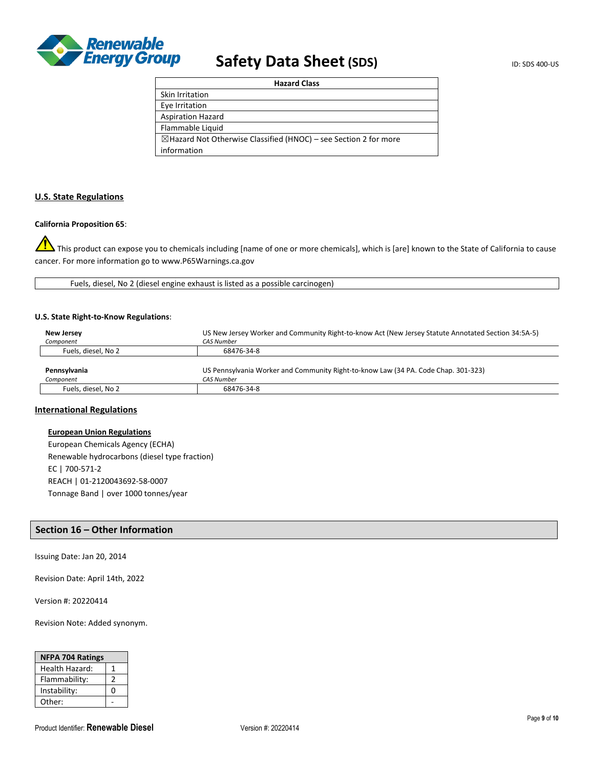| Hazard Class |
| --- |
| Skin Irritation |
| Eye Irritation |
| Aspiration Hazard |
| Flammable Liquid |
| ☒Hazard Not Otherwise Classified (HNOC) – see Section 2 for more information |

## U.S. State Regulations

**California Proposition 65**:

⚠ This product can expose you to chemicals including [name of one or more chemicals], which is [are] known to the State of California to cause cancer. For more information go to www.P65Warnings.ca.gov

| Fuels, diesel, No 2 (diesel engine exhaust is listed as a possible carcinogen) |
| --- |

**U.S. State Right-to-Know Regulations**:

| **New Jersey** *Component* | US New Jersey Worker and Community Right-to-know Act (New Jersey Statute Annotated Section 34:5A-5) *CAS Number* |
| --- | --- |
| Fuels, diesel, No 2 | 68476-34-8 |

| **Pennsylvania** *Component* | US Pennsylvania Worker and Community Right-to-know Law (34 PA. Code Chap. 301-323) *CAS Number* |
| --- | --- |
| Fuels, diesel, No 2 | 68476-34-8 |

## International Regulations

### European Union Regulations

European Chemicals Agency (ECHA)
Renewable hydrocarbons (diesel type fraction)
EC | 700-571-2
REACH | 01-2120043692-58-0007
Tonnage Band | over 1000 tonnes/year

## Section 16 – Other Information

Issuing Date: Jan 20, 2014

Revision Date: April 14th, 2022

Version #: 20220414

Revision Note: Added synonym.

| NFPA 704 Ratings | |
| --- | --- |
| Health Hazard: | 1 |
| Flammability: | 2 |
| Instability: | 0 |
| Other: | - |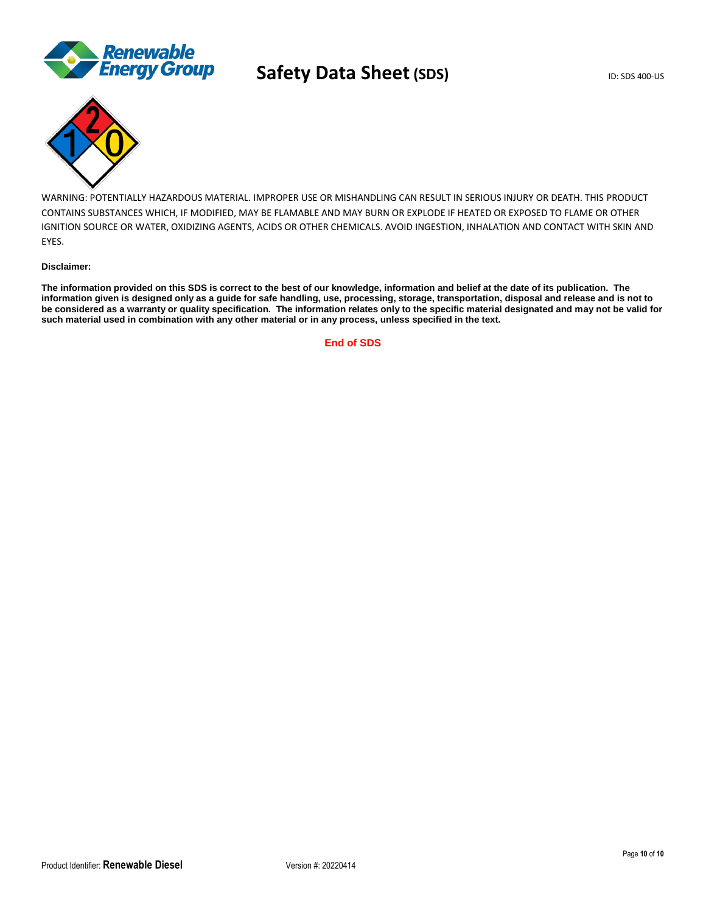WARNING: POTENTIALLY HAZARDOUS MATERIAL. IMPROPER USE OR MISHANDLING CAN RESULT IN SERIOUS INJURY OR DEATH. THIS PRODUCT CONTAINS SUBSTANCES WHICH, IF MODIFIED, MAY BE FLAMABLE AND MAY BURN OR EXPLODE IF HEATED OR EXPOSED TO FLAME OR OTHER IGNITION SOURCE OR WATER, OXIDIZING AGENTS, ACIDS OR OTHER CHEMICALS. AVOID INGESTION, INHALATION AND CONTACT WITH SKIN AND EYES.

**Disclaimer:**

**The information provided on this SDS is correct to the best of our knowledge, information and belief at the date of its publication. The information given is designed only as a guide for safe handling, use, processing, storage, transportation, disposal and release and is not to be considered as a warranty or quality specification. The information relates only to the specific material designated and may not be valid for such material used in combination with any other material or in any process, unless specified in the text.**

**End of SDS**